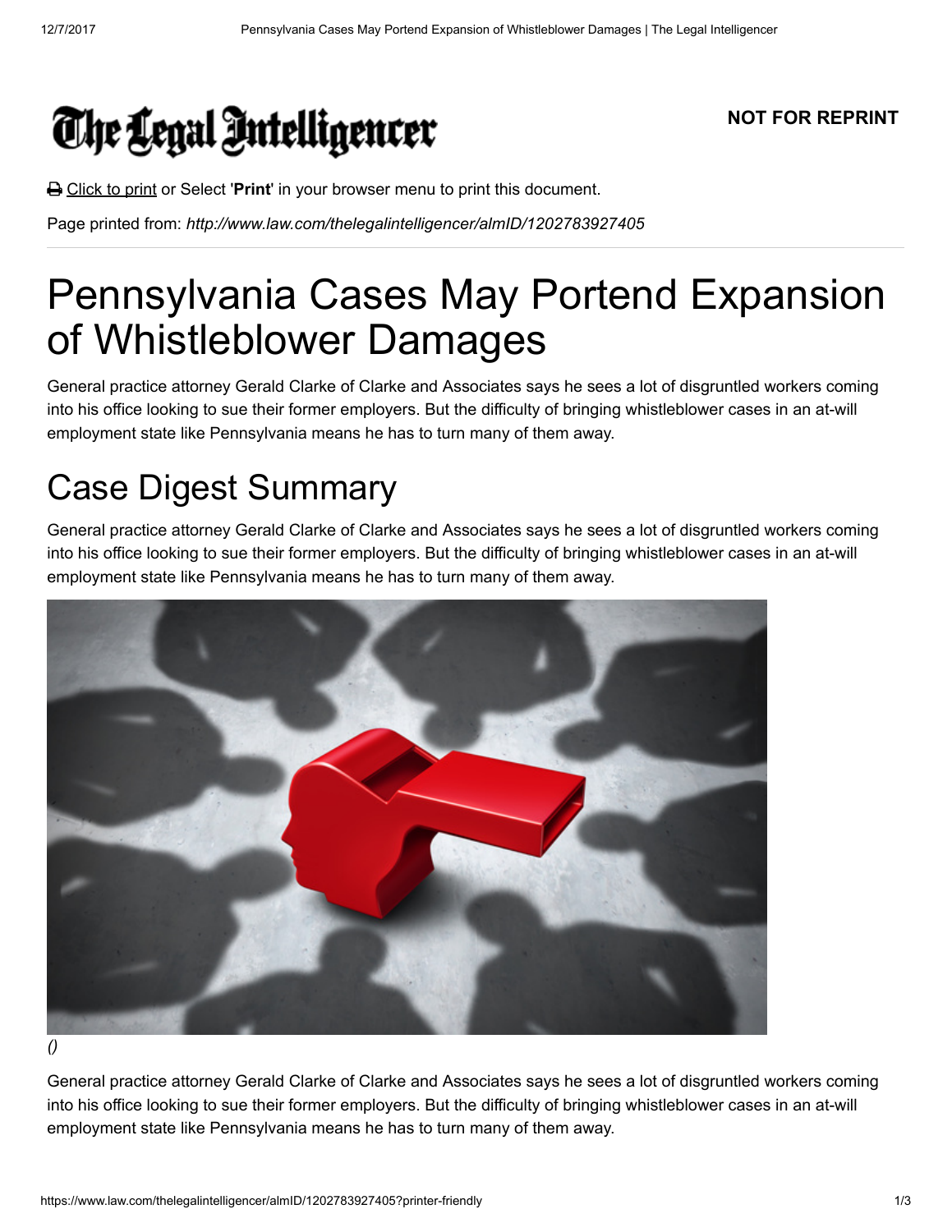# The Legal Intelligencer

**NOT FOR REPRINT**

Click to print or Select '**Print**' in your browser menu to print this document.

Page printed from: *http://www.law.com/thelegalintelligencer/almID/1202783927405*

# Pennsylvania Cases May Portend Expansion of Whistleblower Damages

General practice attorney Gerald Clarke of Clarke and Associates says he sees a lot of disgruntled workers coming into his office looking to sue their former employers. But the difficulty of bringing whistleblower cases in an at-will employment state like Pennsylvania means he has to turn many of them away.

## Case Digest Summary

General practice attorney Gerald Clarke of Clarke and Associates says he sees a lot of disgruntled workers coming into his office looking to sue their former employers. But the difficulty of bringing whistleblower cases in an at-will employment state like Pennsylvania means he has to turn many of them away.

*()*

General practice attorney Gerald Clarke of Clarke and Associates says he sees a lot of disgruntled workers coming into his office looking to sue their former employers. But the difficulty of bringing whistleblower cases in an at-will employment state like Pennsylvania means he has to turn many of them away.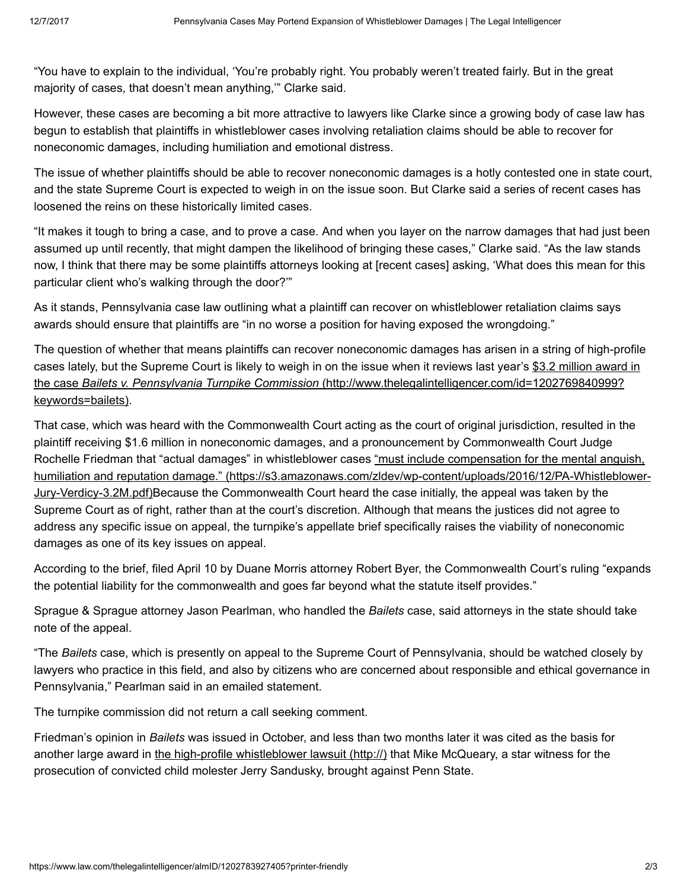"You have to explain to the individual, 'You're probably right. You probably weren't treated fairly. But in the great majority of cases, that doesn't mean anything,'" Clarke said.

However, these cases are becoming a bit more attractive to lawyers like Clarke since a growing body of case law has begun to establish that plaintiffs in whistleblower cases involving retaliation claims should be able to recover for noneconomic damages, including humiliation and emotional distress.

The issue of whether plaintiffs should be able to recover noneconomic damages is a hotly contested one in state court, and the state Supreme Court is expected to weigh in on the issue soon. But Clarke said a series of recent cases has loosened the reins on these historically limited cases.

"It makes it tough to bring a case, and to prove a case. And when you layer on the narrow damages that had just been assumed up until recently, that might dampen the likelihood of bringing these cases," Clarke said. "As the law stands now, I think that there may be some plaintiffs attorneys looking at [recent cases] asking, 'What does this mean for this particular client who's walking through the door?'"

As it stands, Pennsylvania case law outlining what a plaintiff can recover on whistleblower retaliation claims says awards should ensure that plaintiffs are "in no worse a position for having exposed the wrongdoing."

The question of whether that means plaintiffs can recover noneconomic damages has arisen in a string of high-profile cases lately, but the Supreme Court is likely to weigh in on the issue when it reviews last year's [$3.2 million award in the case *Bailets v. Pennsylvania Turnpike Commission* (http://www.thelegalintelligencer.com/id=1202769840999?keywords=bailets)](http://www.thelegalintelligencer.com/id=1202769840999?keywords=bailets).

That case, which was heard with the Commonwealth Court acting as the court of original jurisdiction, resulted in the plaintiff receiving $1.6 million in noneconomic damages, and a pronouncement by Commonwealth Court Judge Rochelle Friedman that "actual damages" in whistleblower cases ["must include compensation for the mental anguish, humiliation and reputation damage." (https://s3.amazonaws.com/zldev/wp-content/uploads/2016/12/PA-Whistleblower-Jury-Verdicy-3.2M.pdf)](https://s3.amazonaws.com/zldev/wp-content/uploads/2016/12/PA-Whistleblower-Jury-Verdicy-3.2M.pdf)Because the Commonwealth Court heard the case initially, the appeal was taken by the Supreme Court as of right, rather than at the court's discretion. Although that means the justices did not agree to address any specific issue on appeal, the turnpike's appellate brief specifically raises the viability of noneconomic damages as one of its key issues on appeal.

According to the brief, filed April 10 by Duane Morris attorney Robert Byer, the Commonwealth Court's ruling "expands the potential liability for the commonwealth and goes far beyond what the statute itself provides."

Sprague & Sprague attorney Jason Pearlman, who handled the *Bailets* case, said attorneys in the state should take note of the appeal.

"The *Bailets* case, which is presently on appeal to the Supreme Court of Pennsylvania, should be watched closely by lawyers who practice in this field, and also by citizens who are concerned about responsible and ethical governance in Pennsylvania," Pearlman said in an emailed statement.

The turnpike commission did not return a call seeking comment.

Friedman's opinion in *Bailets* was issued in October, and less than two months later it was cited as the basis for another large award in [the high-profile whistleblower lawsuit (http://)](http://) that Mike McQueary, a star witness for the prosecution of convicted child molester Jerry Sandusky, brought against Penn State.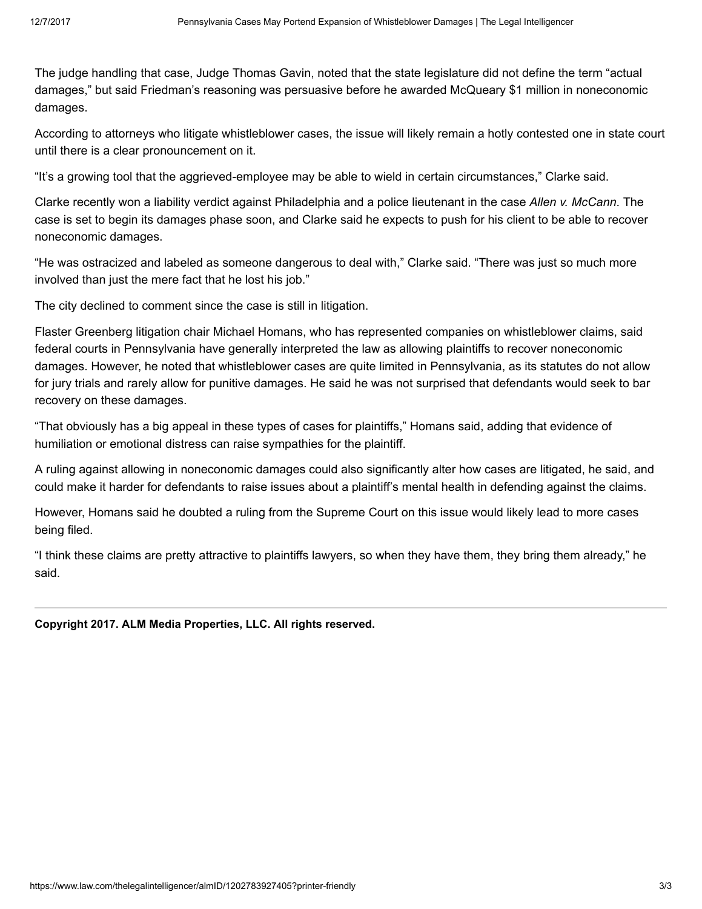The judge handling that case, Judge Thomas Gavin, noted that the state legislature did not define the term “actual damages,” but said Friedman’s reasoning was persuasive before he awarded McQueary $1 million in noneconomic damages.

According to attorneys who litigate whistleblower cases, the issue will likely remain a hotly contested one in state court until there is a clear pronouncement on it.

“It’s a growing tool that the aggrieved-employee may be able to wield in certain circumstances,” Clarke said.

Clarke recently won a liability verdict against Philadelphia and a police lieutenant in the case *Allen v. McCann*. The case is set to begin its damages phase soon, and Clarke said he expects to push for his client to be able to recover noneconomic damages.

“He was ostracized and labeled as someone dangerous to deal with,” Clarke said. “There was just so much more involved than just the mere fact that he lost his job.”

The city declined to comment since the case is still in litigation.

Flaster Greenberg litigation chair Michael Homans, who has represented companies on whistleblower claims, said federal courts in Pennsylvania have generally interpreted the law as allowing plaintiffs to recover noneconomic damages. However, he noted that whistleblower cases are quite limited in Pennsylvania, as its statutes do not allow for jury trials and rarely allow for punitive damages. He said he was not surprised that defendants would seek to bar recovery on these damages.

“That obviously has a big appeal in these types of cases for plaintiffs,” Homans said, adding that evidence of humiliation or emotional distress can raise sympathies for the plaintiff.

A ruling against allowing in noneconomic damages could also significantly alter how cases are litigated, he said, and could make it harder for defendants to raise issues about a plaintiff’s mental health in defending against the claims.

However, Homans said he doubted a ruling from the Supreme Court on this issue would likely lead to more cases being filed.

“I think these claims are pretty attractive to plaintiffs lawyers, so when they have them, they bring them already,” he said.

---

**Copyright 2017. ALM Media Properties, LLC. All rights reserved.**